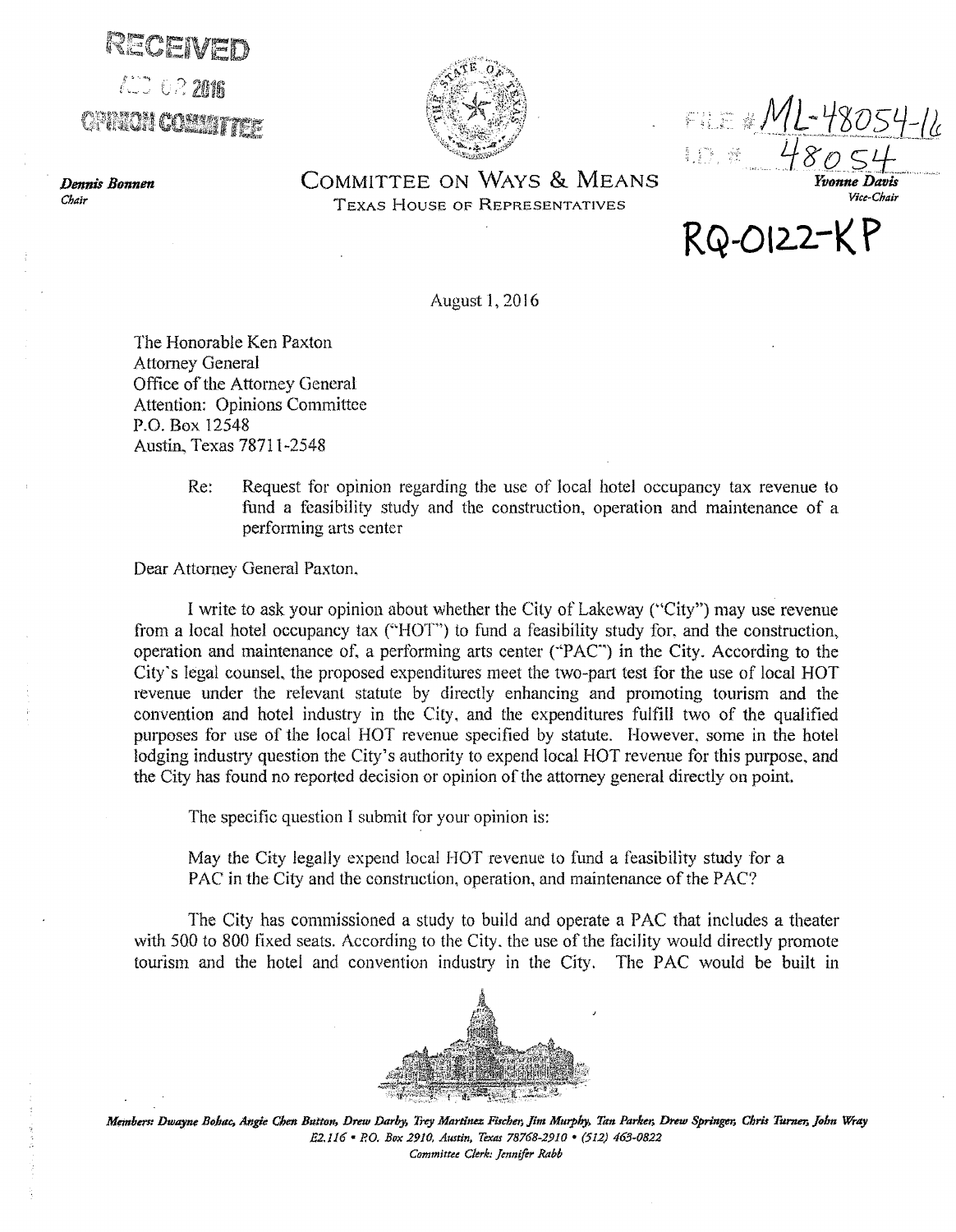RECEIVED

AUG 02 2016

OPINION COMMITTEE

FILE # ML-48054-16
I.D. # 48054

RQ-0122-KP

*Dennis Bonnen*
*Chair*

# COMMITTEE ON WAYS & MEANS

TEXAS HOUSE OF REPRESENTATIVES

*Yvonne Davis*
*Vice-Chair*

August 1, 2016

The Honorable Ken Paxton
Attorney General
Office of the Attorney General
Attention: Opinions Committee
P.O. Box 12548
Austin, Texas 78711-2548

Re: Request for opinion regarding the use of local hotel occupancy tax revenue to fund a feasibility study and the construction, operation and maintenance of a performing arts center

Dear Attorney General Paxton,

I write to ask your opinion about whether the City of Lakeway ("City") may use revenue from a local hotel occupancy tax ("HOT") to fund a feasibility study for, and the construction, operation and maintenance of, a performing arts center ("PAC") in the City. According to the City's legal counsel, the proposed expenditures meet the two-part test for the use of local HOT revenue under the relevant statute by directly enhancing and promoting tourism and the convention and hotel industry in the City, and the expenditures fulfill two of the qualified purposes for use of the local HOT revenue specified by statute. However, some in the hotel lodging industry question the City's authority to expend local HOT revenue for this purpose, and the City has found no reported decision or opinion of the attorney general directly on point.

The specific question I submit for your opinion is:

May the City legally expend local HOT revenue to fund a feasibility study for a PAC in the City and the construction, operation, and maintenance of the PAC?

The City has commissioned a study to build and operate a PAC that includes a theater with 500 to 800 fixed seats. According to the City, the use of the facility would directly promote tourism and the hotel and convention industry in the City. The PAC would be built in

*Members: Dwayne Bohac, Angie Chen Button, Drew Darby, Trey Martinez Fischer, Jim Murphy, Tan Parker, Drew Springer, Chris Turner, John Wray*
*E2.116 • P.O. Box 2910, Austin, Texas 78768-2910 • (512) 463-0822*
*Committee Clerk: Jennifer Rabb*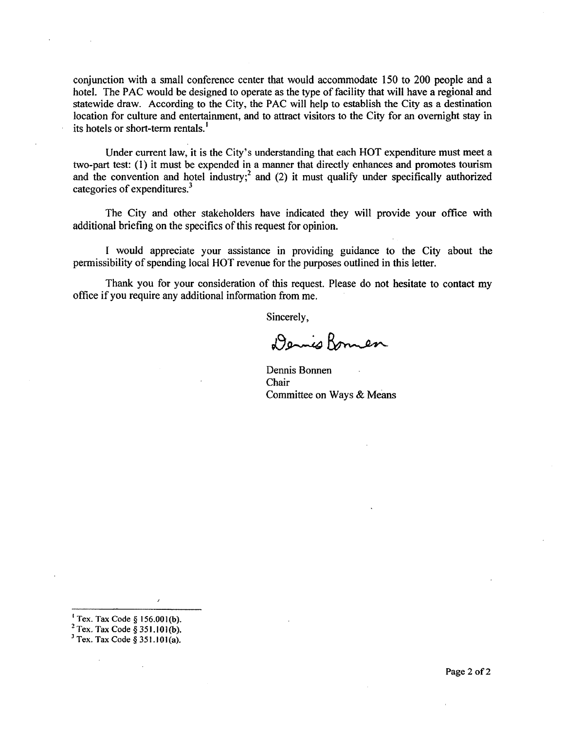conjunction with a small conference center that would accommodate 150 to 200 people and a hotel. The PAC would be designed to operate as the type of facility that will have a regional and statewide draw. According to the City, the PAC will help to establish the City as a destination location for culture and entertainment, and to attract visitors to the City for an overnight stay in its hotels or short-term rentals.[1]

Under current law, it is the City's understanding that each HOT expenditure must meet a two-part test: (1) it must be expended in a manner that directly enhances and promotes tourism and the convention and hotel industry;[2] and (2) it must qualify under specifically authorized categories of expenditures.[3]

The City and other stakeholders have indicated they will provide your office with additional briefing on the specifics of this request for opinion.

I would appreciate your assistance in providing guidance to the City about the permissibility of spending local HOT revenue for the purposes outlined in this letter.

Thank you for your consideration of this request. Please do not hesitate to contact my office if you require any additional information from me.

Sincerely,

Dennis Bonnen

Dennis Bonnen
Chair
Committee on Ways & Means

---

[1] Tex. Tax Code § 156.001(b).
[2] Tex. Tax Code § 351.101(b).
[3] Tex. Tax Code § 351.101(a).